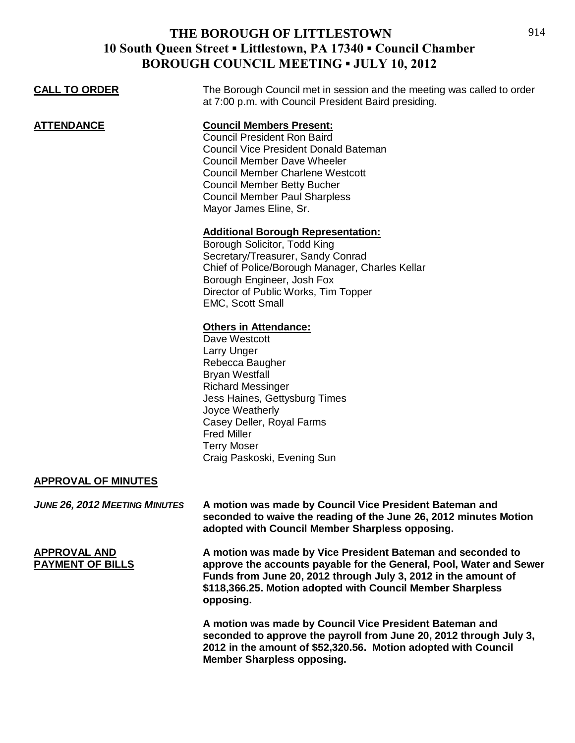# THE BOROUGH OF LITTLESTOWN
## 10 South Queen Street ▪ Littlestown, PA 17340 ▪ Council Chamber
## BOROUGH COUNCIL MEETING ▪ JULY 10, 2012

**CALL TO ORDER**

The Borough Council met in session and the meeting was called to order at 7:00 p.m. with Council President Baird presiding.

**ATTENDANCE**

**Council Members Present:**
Council President Ron Baird
Council Vice President Donald Bateman
Council Member Dave Wheeler
Council Member Charlene Westcott
Council Member Betty Bucher
Council Member Paul Sharpless
Mayor James Eline, Sr.

**Additional Borough Representation:**
Borough Solicitor, Todd King
Secretary/Treasurer, Sandy Conrad
Chief of Police/Borough Manager, Charles Kellar
Borough Engineer, Josh Fox
Director of Public Works, Tim Topper
EMC, Scott Small

**Others in Attendance:**
Dave Westcott
Larry Unger
Rebecca Baugher
Bryan Westfall
Richard Messinger
Jess Haines, Gettysburg Times
Joyce Weatherly
Casey Deller, Royal Farms
Fred Miller
Terry Moser
Craig Paskoski, Evening Sun

**APPROVAL OF MINUTES**

***JUNE 26, 2012 MEETING MINUTES***

**A motion was made by Council Vice President Bateman and seconded to waive the reading of the June 26, 2012 minutes Motion adopted with Council Member Sharpless opposing.**

**APPROVAL AND PAYMENT OF BILLS**

**A motion was made by Vice President Bateman and seconded to approve the accounts payable for the General, Pool, Water and Sewer Funds from June 20, 2012 through July 3, 2012 in the amount of $118,366.25. Motion adopted with Council Member Sharpless opposing.**

**A motion was made by Council Vice President Bateman and seconded to approve the payroll from June 20, 2012 through July 3, 2012 in the amount of $52,320.56. Motion adopted with Council Member Sharpless opposing.**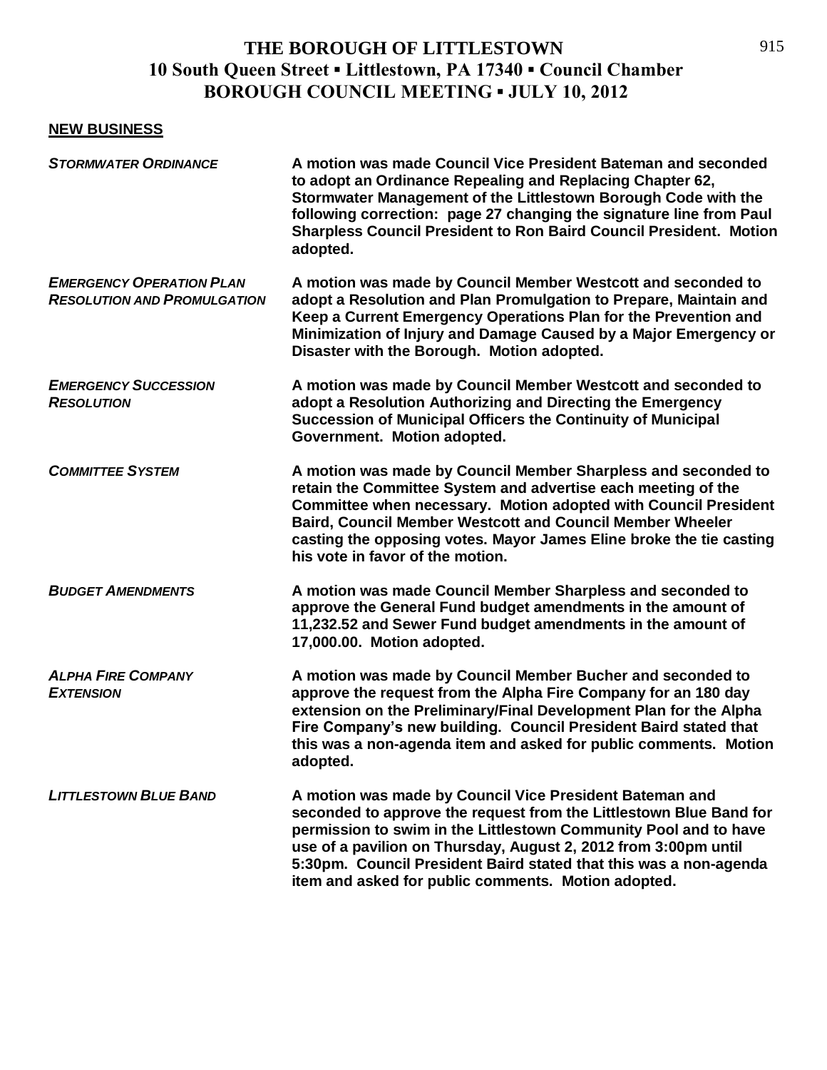## NEW BUSINESS

***STORMWATER ORDINANCE***

**A motion was made Council Vice President Bateman and seconded to adopt an Ordinance Repealing and Replacing Chapter 62, Stormwater Management of the Littlestown Borough Code with the following correction: page 27 changing the signature line from Paul Sharpless Council President to Ron Baird Council President. Motion adopted.**

***EMERGENCY OPERATION PLAN RESOLUTION AND PROMULGATION***

**A motion was made by Council Member Westcott and seconded to adopt a Resolution and Plan Promulgation to Prepare, Maintain and Keep a Current Emergency Operations Plan for the Prevention and Minimization of Injury and Damage Caused by a Major Emergency or Disaster with the Borough. Motion adopted.**

***EMERGENCY SUCCESSION RESOLUTION***

**A motion was made by Council Member Westcott and seconded to adopt a Resolution Authorizing and Directing the Emergency Succession of Municipal Officers the Continuity of Municipal Government. Motion adopted.**

***COMMITTEE SYSTEM***

**A motion was made by Council Member Sharpless and seconded to retain the Committee System and advertise each meeting of the Committee when necessary. Motion adopted with Council President Baird, Council Member Westcott and Council Member Wheeler casting the opposing votes. Mayor James Eline broke the tie casting his vote in favor of the motion.**

***BUDGET AMENDMENTS***

**A motion was made Council Member Sharpless and seconded to approve the General Fund budget amendments in the amount of 11,232.52 and Sewer Fund budget amendments in the amount of 17,000.00. Motion adopted.**

***ALPHA FIRE COMPANY EXTENSION***

**A motion was made by Council Member Bucher and seconded to approve the request from the Alpha Fire Company for an 180 day extension on the Preliminary/Final Development Plan for the Alpha Fire Company's new building. Council President Baird stated that this was a non-agenda item and asked for public comments. Motion adopted.**

***LITTLESTOWN BLUE BAND***

**A motion was made by Council Vice President Bateman and seconded to approve the request from the Littlestown Blue Band for permission to swim in the Littlestown Community Pool and to have use of a pavilion on Thursday, August 2, 2012 from 3:00pm until 5:30pm. Council President Baird stated that this was a non-agenda item and asked for public comments. Motion adopted.**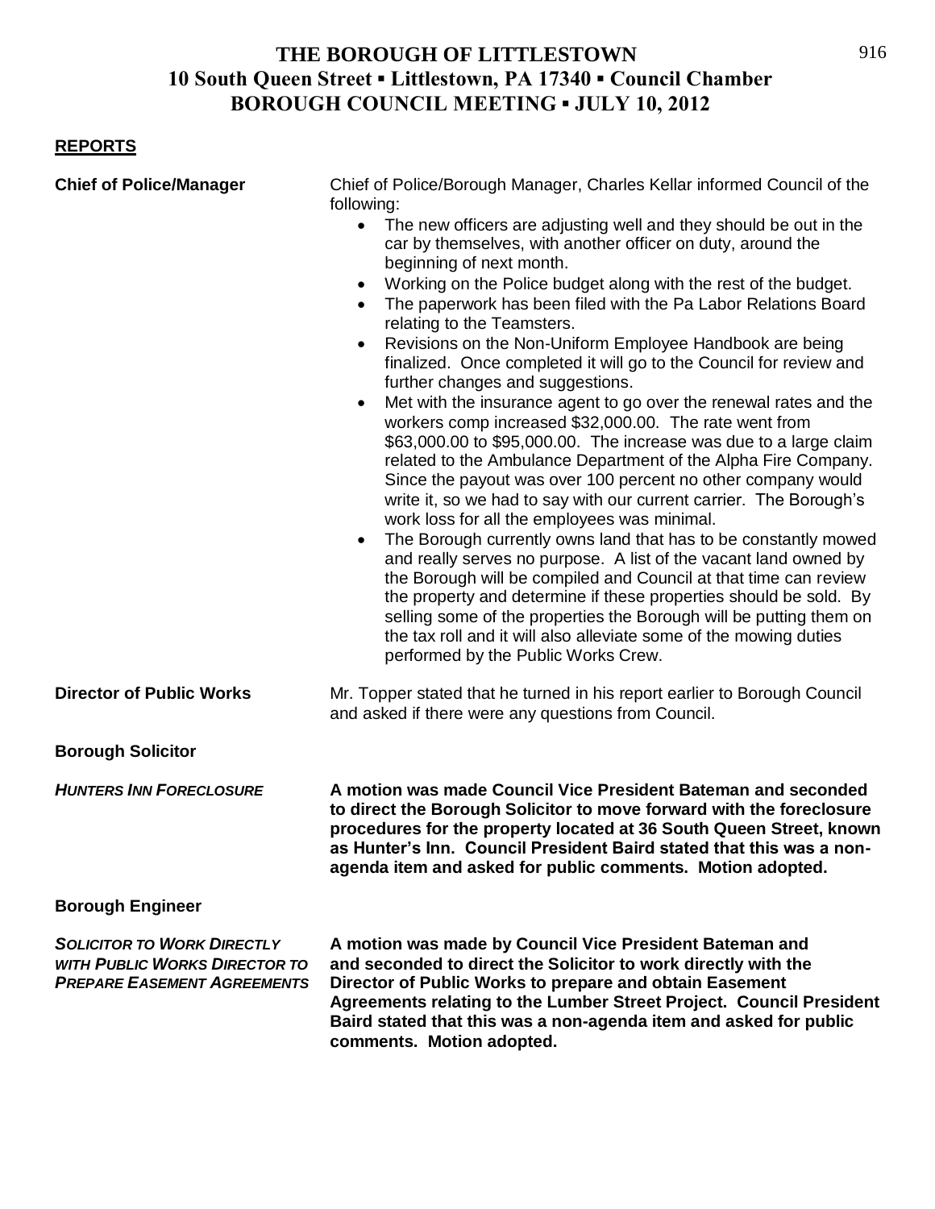# THE BOROUGH OF LITTLESTOWN
## 10 South Queen Street ▪ Littlestown, PA 17340 ▪ Council Chamber
## BOROUGH COUNCIL MEETING ▪ JULY 10, 2012

**REPORTS**

**Chief of Police/Manager**

Chief of Police/Borough Manager, Charles Kellar informed Council of the following:

- The new officers are adjusting well and they should be out in the car by themselves, with another officer on duty, around the beginning of next month.
- Working on the Police budget along with the rest of the budget.
- The paperwork has been filed with the Pa Labor Relations Board relating to the Teamsters.
- Revisions on the Non-Uniform Employee Handbook are being finalized. Once completed it will go to the Council for review and further changes and suggestions.
- Met with the insurance agent to go over the renewal rates and the workers comp increased $32,000.00. The rate went from $63,000.00 to $95,000.00. The increase was due to a large claim related to the Ambulance Department of the Alpha Fire Company. Since the payout was over 100 percent no other company would write it, so we had to say with our current carrier. The Borough's work loss for all the employees was minimal.
- The Borough currently owns land that has to be constantly mowed and really serves no purpose. A list of the vacant land owned by the Borough will be compiled and Council at that time can review the property and determine if these properties should be sold. By selling some of the properties the Borough will be putting them on the tax roll and it will also alleviate some of the mowing duties performed by the Public Works Crew.

**Director of Public Works**

Mr. Topper stated that he turned in his report earlier to Borough Council and asked if there were any questions from Council.

**Borough Solicitor**

***HUNTERS INN FORECLOSURE***

**A motion was made Council Vice President Bateman and seconded to direct the Borough Solicitor to move forward with the foreclosure procedures for the property located at 36 South Queen Street, known as Hunter's Inn. Council President Baird stated that this was a non-agenda item and asked for public comments. Motion adopted.**

**Borough Engineer**

***SOLICITOR TO WORK DIRECTLY WITH PUBLIC WORKS DIRECTOR TO PREPARE EASEMENT AGREEMENTS***

**A motion was made by Council Vice President Bateman and and seconded to direct the Solicitor to work directly with the Director of Public Works to prepare and obtain Easement Agreements relating to the Lumber Street Project. Council President Baird stated that this was a non-agenda item and asked for public comments. Motion adopted.**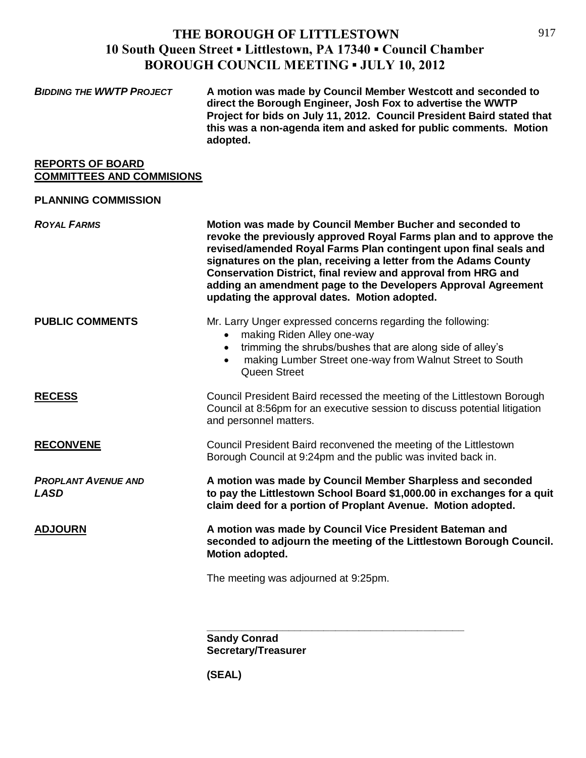# THE BOROUGH OF LITTLESTOWN
## 10 South Queen Street ▪ Littlestown, PA 17340 ▪ Council Chamber
## BOROUGH COUNCIL MEETING ▪ JULY 10, 2012

***BIDDING THE WWTP PROJECT*** **A motion was made by Council Member Westcott and seconded to direct the Borough Engineer, Josh Fox to advertise the WWTP Project for bids on July 11, 2012. Council President Baird stated that this was a non-agenda item and asked for public comments. Motion adopted.**

**REPORTS OF BOARD COMMITTEES AND COMMISIONS**

**PLANNING COMMISSION**

***ROYAL FARMS*** **Motion was made by Council Member Bucher and seconded to revoke the previously approved Royal Farms plan and to approve the revised/amended Royal Farms Plan contingent upon final seals and signatures on the plan, receiving a letter from the Adams County Conservation District, final review and approval from HRG and adding an amendment page to the Developers Approval Agreement updating the approval dates. Motion adopted.**

**PUBLIC COMMENTS** Mr. Larry Unger expressed concerns regarding the following:

- making Riden Alley one-way
- trimming the shrubs/bushes that are along side of alley's
- making Lumber Street one-way from Walnut Street to South Queen Street

**RECESS** Council President Baird recessed the meeting of the Littlestown Borough Council at 8:56pm for an executive session to discuss potential litigation and personnel matters.

**RECONVENE** Council President Baird reconvened the meeting of the Littlestown Borough Council at 9:24pm and the public was invited back in.

***PROPLANT AVENUE AND LASD*** **A motion was made by Council Member Sharpless and seconded to pay the Littlestown School Board $1,000.00 in exchanges for a quit claim deed for a portion of Proplant Avenue. Motion adopted.**

**ADJOURN** **A motion was made by Council Vice President Bateman and seconded to adjourn the meeting of the Littlestown Borough Council. Motion adopted.**

The meeting was adjourned at 9:25pm.

\_\_\_\_\_\_\_\_\_\_\_\_\_\_\_\_\_\_\_\_\_\_\_\_\_\_\_\_\_\_\_\_\_\_\_\_\_\_\_\_\_\_\_\_\_

**Sandy Conrad**
**Secretary/Treasurer**

**(SEAL)**